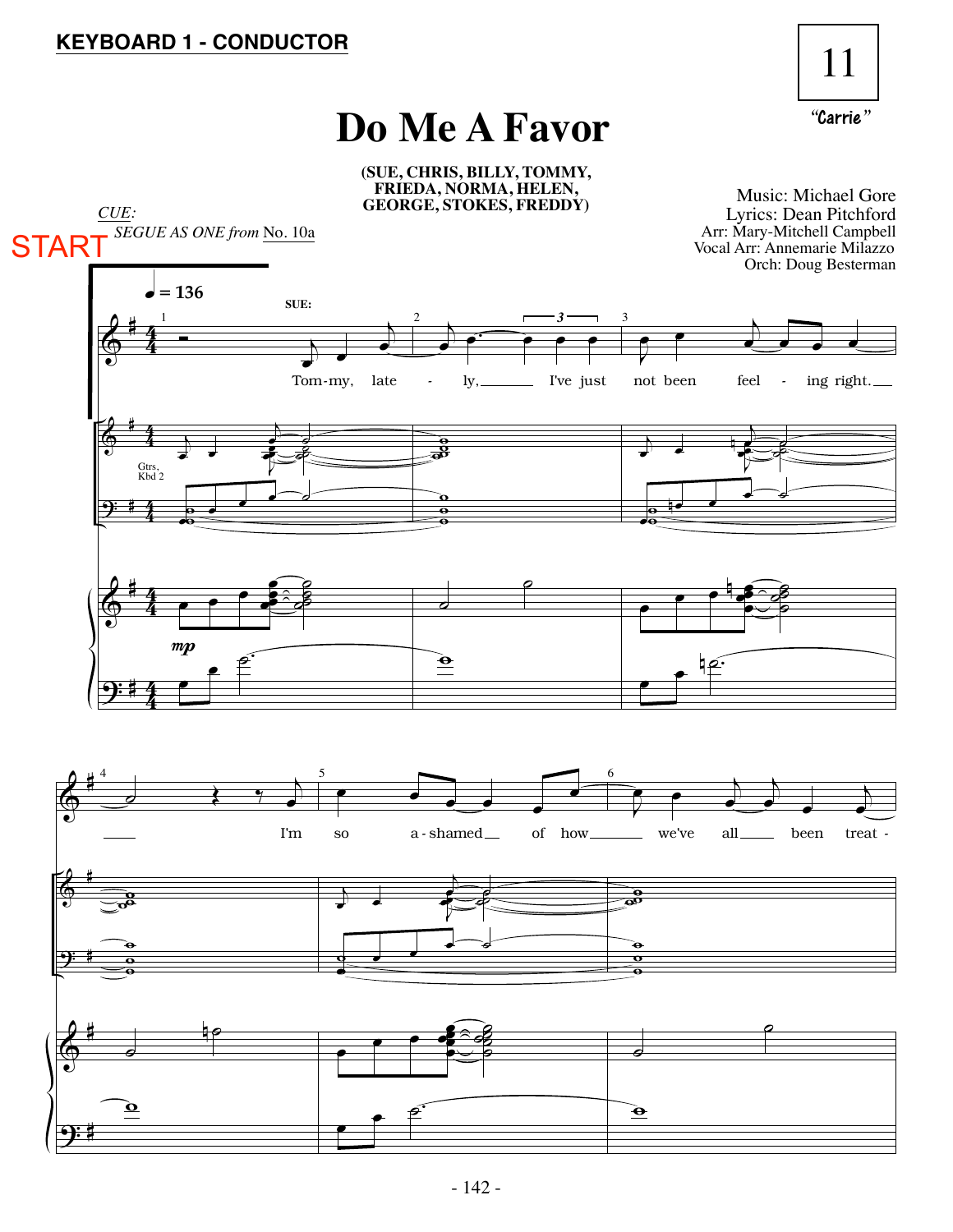**KEYBOARD 1 - CONDUCTOR**

11

*"Carrie"*

# Do Me A Favor

**(SUE, CHRIS, BILLY, TOMMY, FRIEDA, NORMA, HELEN, GEORGE, STOKES, FREDDY)**

Music: Michael Gore
Lyrics: Dean Pitchford
Arr: Mary-Mitchell Campbell
Vocal Arr: Annemarie Milazzo
Orch: Doug Besterman

*CUE:*
*SEGUE AS ONE from* No. 10a

START

♩ = 136

SUE:

Tom-my, late - ly, I've just not been feel - ing right. I'm so a - shamed of how we've all been treat -

Gtrs, Kbd 2

*mp*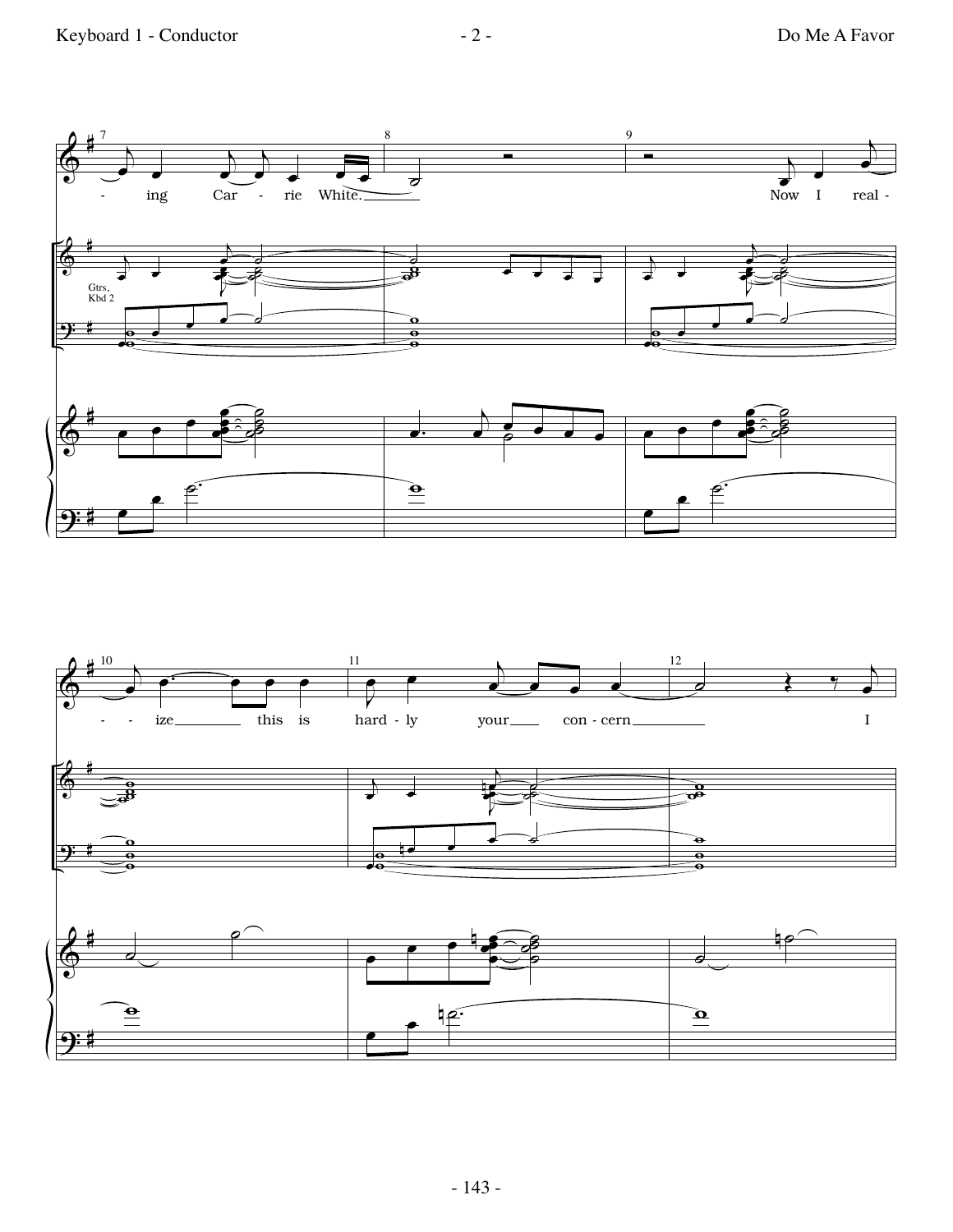- ing Car - rie White. Now I real -

Gtrs, Kbd 2

- - ize this is hard - ly your con - cern I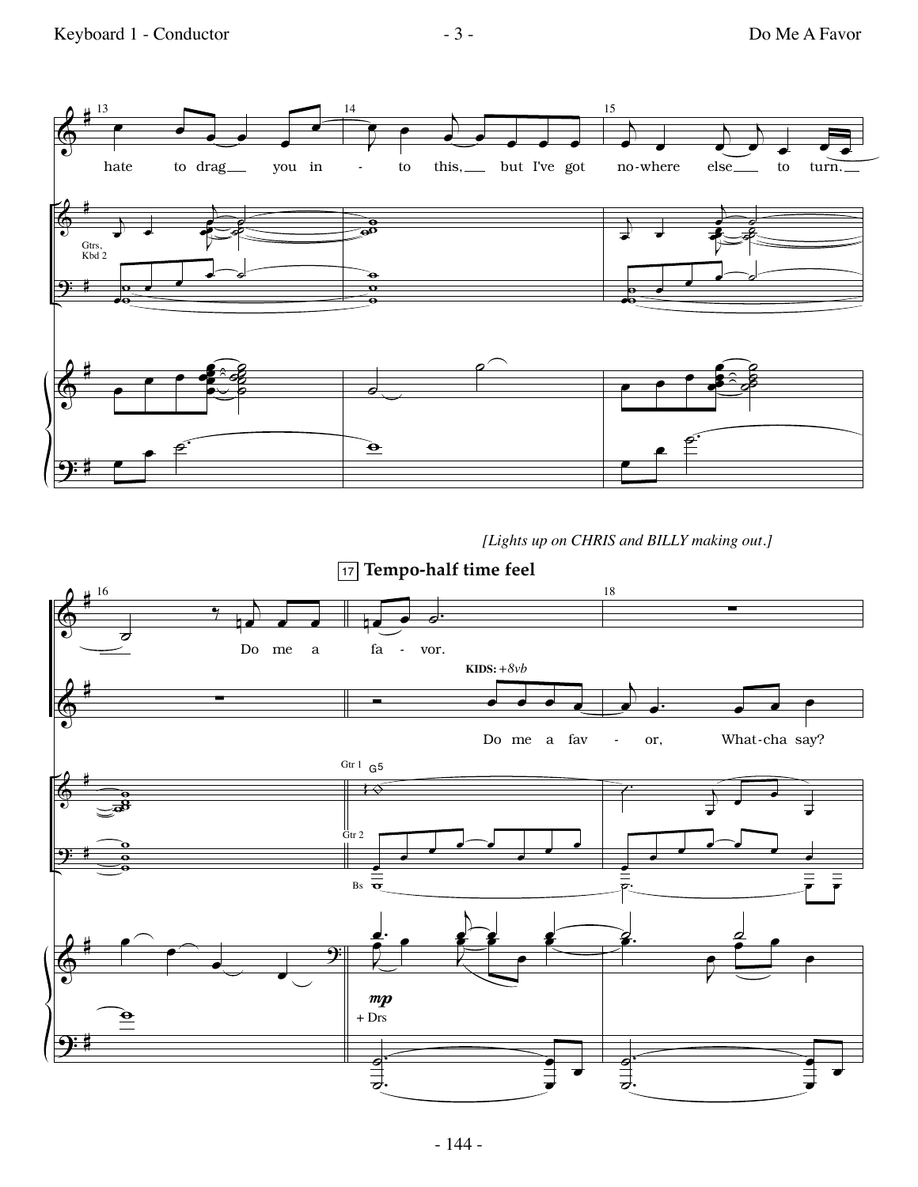13 14 15

hate to drag you in - to this, but I've got no-where else to turn.

Gtrs, Kbd 2

*[Lights up on CHRIS and BILLY making out.]*

17 **Tempo-half time feel**

16 18

Do me a fa - vor.

KIDS: +8vb

Do me a fav - or, What-cha say?

Gtr 1 G5

Gtr 2

Bs

mp

+ Drs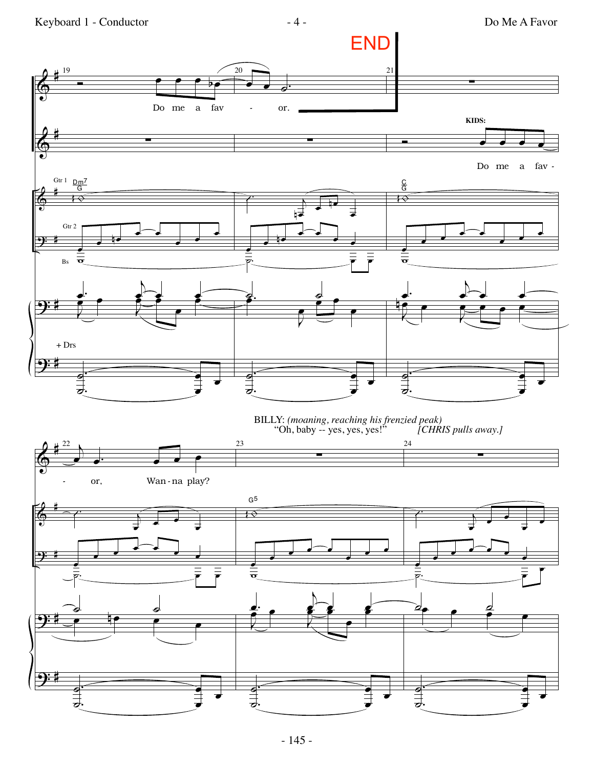END

BILLY: *(moaning, reaching his frenzied peak)* "Oh, baby -- yes, yes, yes!" *[CHRIS pulls away.]*